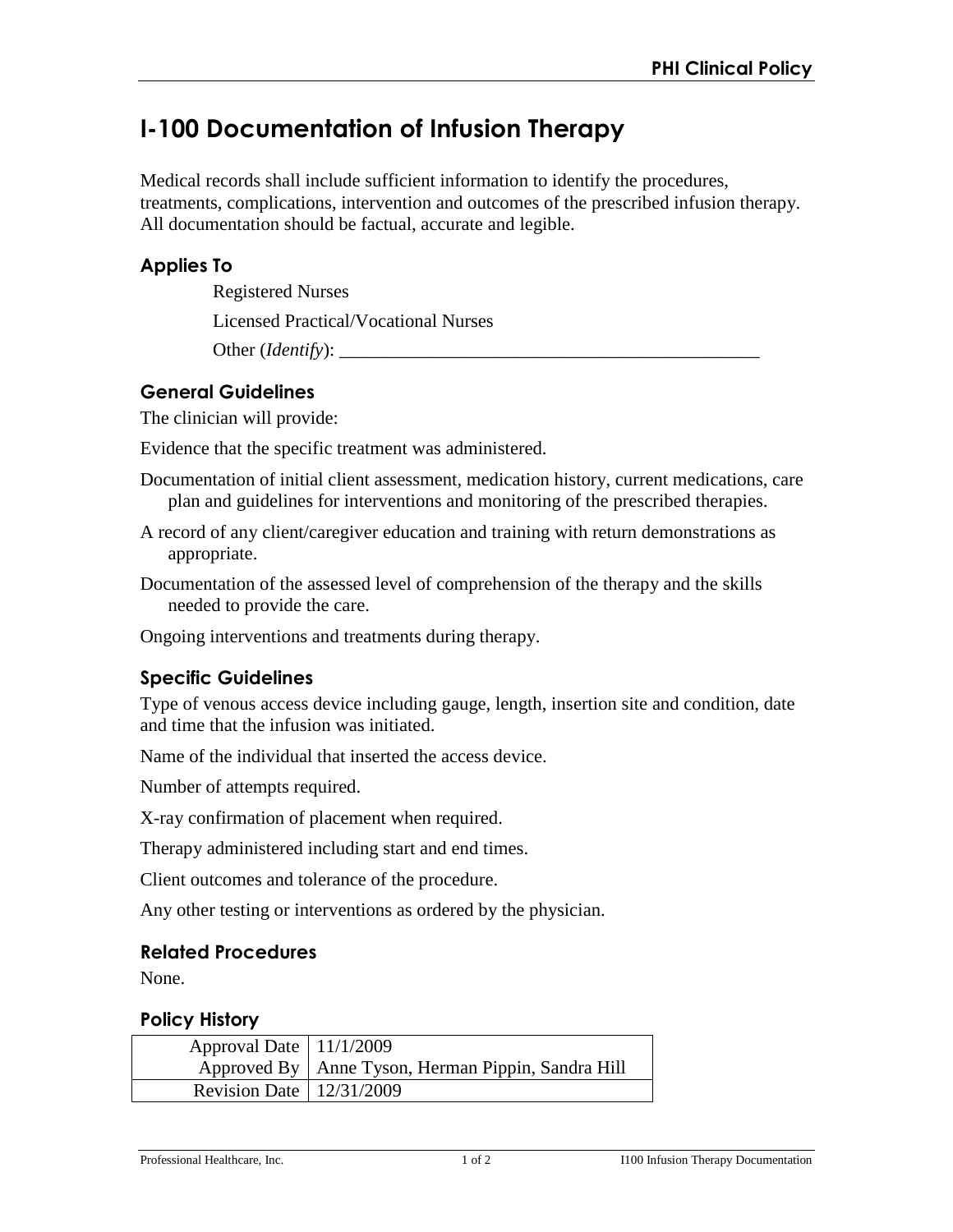# I-100 Documentation of Infusion Therapy

Medical records shall include sufficient information to identify the procedures, treatments, complications, intervention and outcomes of the prescribed infusion therapy. All documentation should be factual, accurate and legible.

## Applies To

Registered Nurses

Licensed Practical/Vocational Nurses

Other (*Identify*): _______________________________________________

## General Guidelines

The clinician will provide:

Evidence that the specific treatment was administered.

Documentation of initial client assessment, medication history, current medications, care plan and guidelines for interventions and monitoring of the prescribed therapies.

A record of any client/caregiver education and training with return demonstrations as appropriate.

Documentation of the assessed level of comprehension of the therapy and the skills needed to provide the care.

Ongoing interventions and treatments during therapy.

## Specific Guidelines

Type of venous access device including gauge, length, insertion site and condition, date and time that the infusion was initiated.

Name of the individual that inserted the access device.

Number of attempts required.

X-ray confirmation of placement when required.

Therapy administered including start and end times.

Client outcomes and tolerance of the procedure.

Any other testing or interventions as ordered by the physician.

## Related Procedures

None.

## Policy History

| | |
|---|---|
| Approval Date | 11/1/2009 |
| Approved By | Anne Tyson, Herman Pippin, Sandra Hill |
| Revision Date | 12/31/2009 |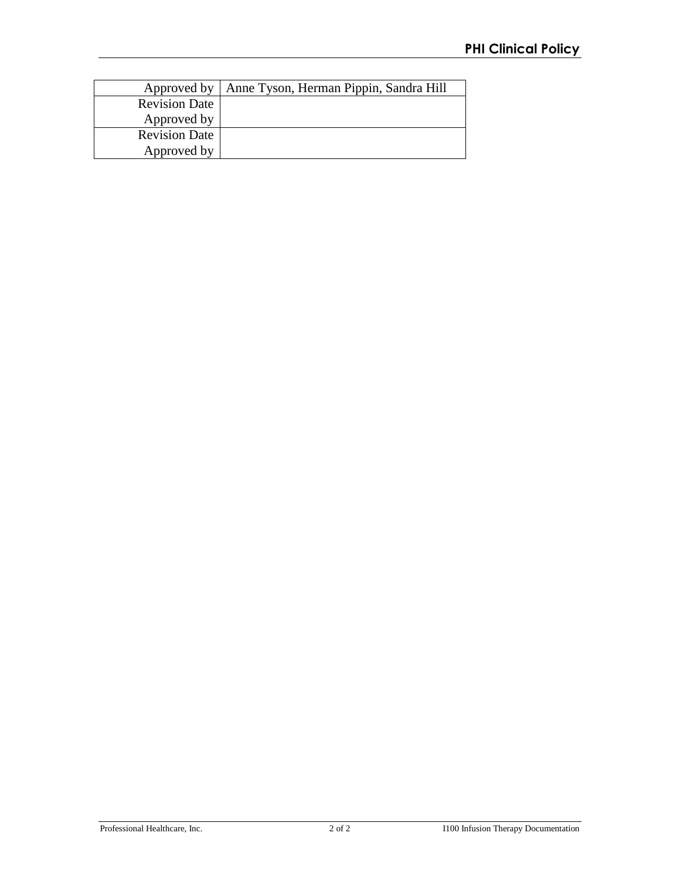| | |
|---|---|
| Approved by | Anne Tyson, Herman Pippin, Sandra Hill |
| Revision Date<br>Approved by | |
| Revision Date<br>Approved by | |